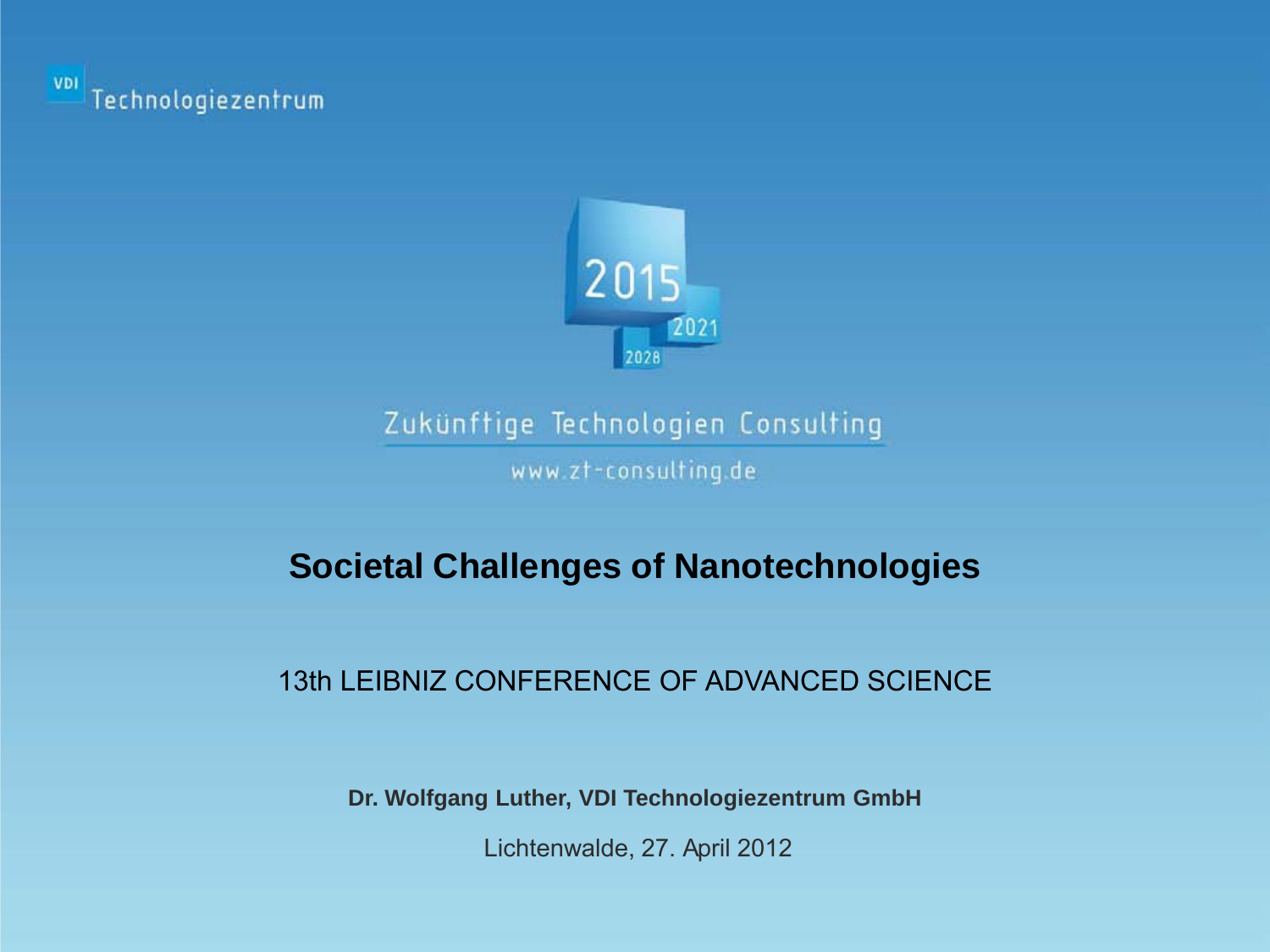VDI Technologiezentrum

2015 2021 2028

Zukünftige Technologien Consulting

www.zt-consulting.de

# Societal Challenges of Nanotechnologies

13th LEIBNIZ CONFERENCE OF ADVANCED SCIENCE

**Dr. Wolfgang Luther, VDI Technologiezentrum GmbH**

Lichtenwalde, 27. April 2012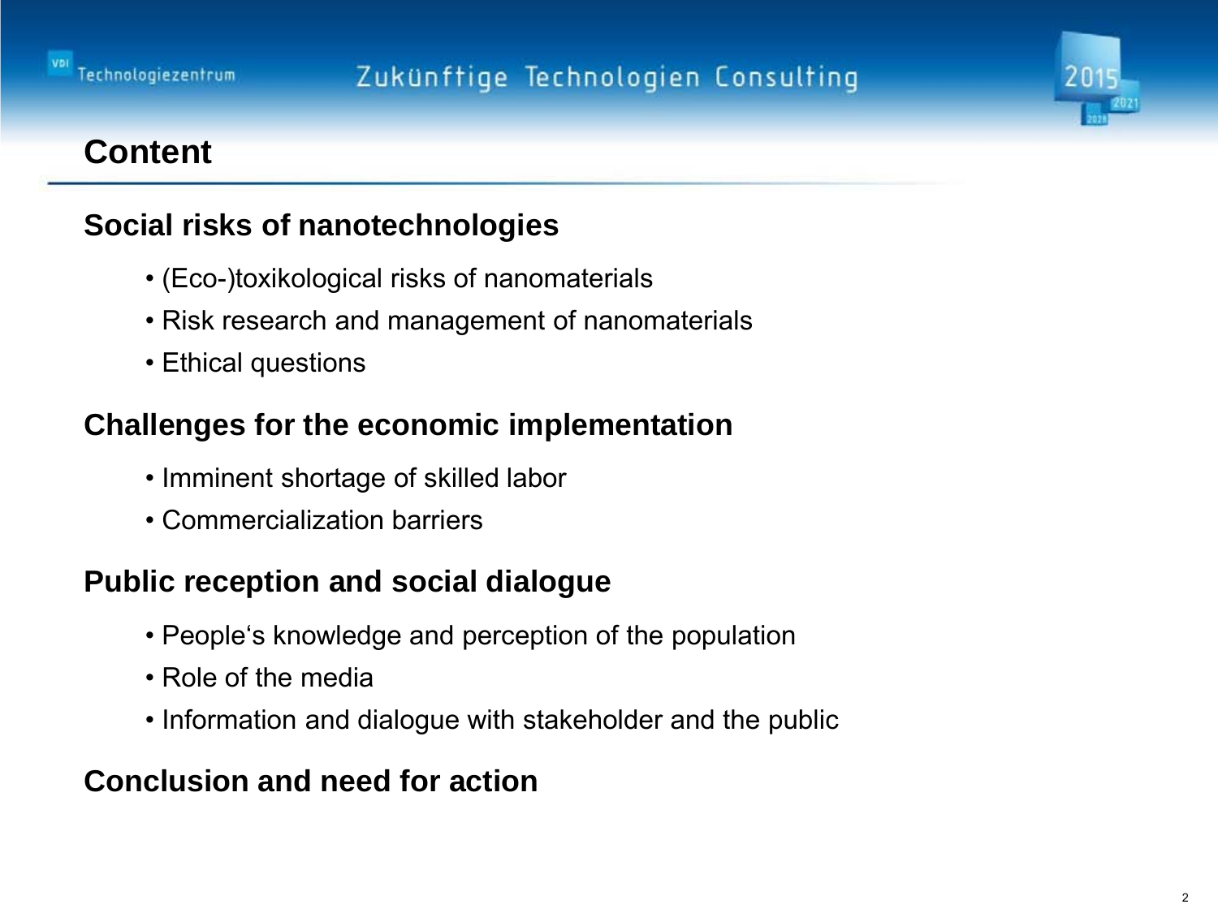# Content

## Social risks of nanotechnologies

- (Eco-)toxikological risks of nanomaterials
- Risk research and management of nanomaterials
- Ethical questions

## Challenges for the economic implementation

- Imminent shortage of skilled labor
- Commercialization barriers

## Public reception and social dialogue

- People's knowledge and perception of the population
- Role of the media
- Information and dialogue with stakeholder and the public

## Conclusion and need for action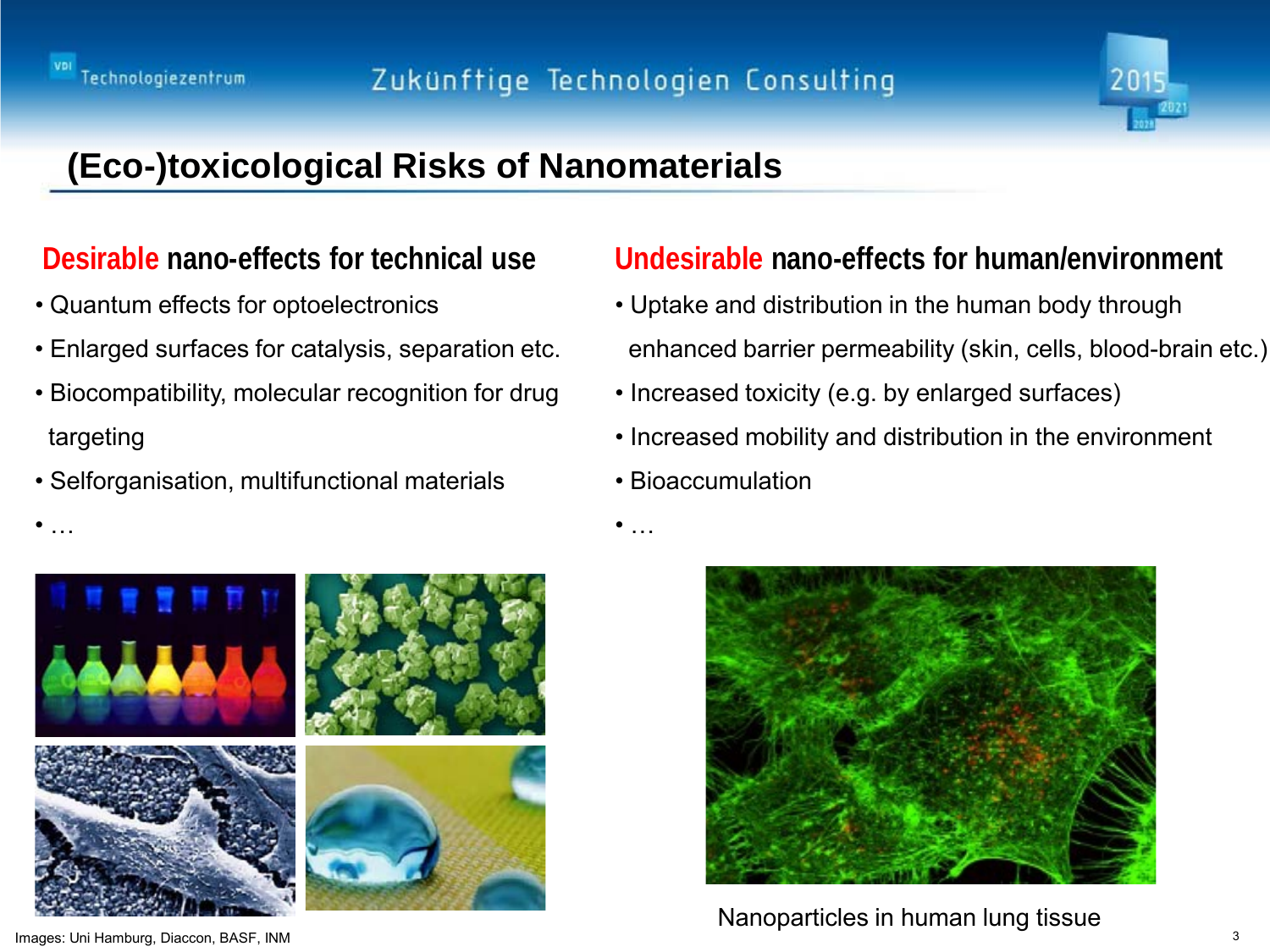# (Eco-)toxicological Risks of Nanomaterials

## Desirable nano-effects for technical use

- Quantum effects for optoelectronics
- Enlarged surfaces for catalysis, separation etc.
- Biocompatibility, molecular recognition for drug targeting
- Selforganisation, multifunctional materials
- …

## Undesirable nano-effects for human/environment

- Uptake and distribution in the human body through enhanced barrier permeability (skin, cells, blood-brain etc.)
- Increased toxicity (e.g. by enlarged surfaces)
- Increased mobility and distribution in the environment
- Bioaccumulation
- …

Nanoparticles in human lung tissue

Images: Uni Hamburg, Diaccon, BASF, INM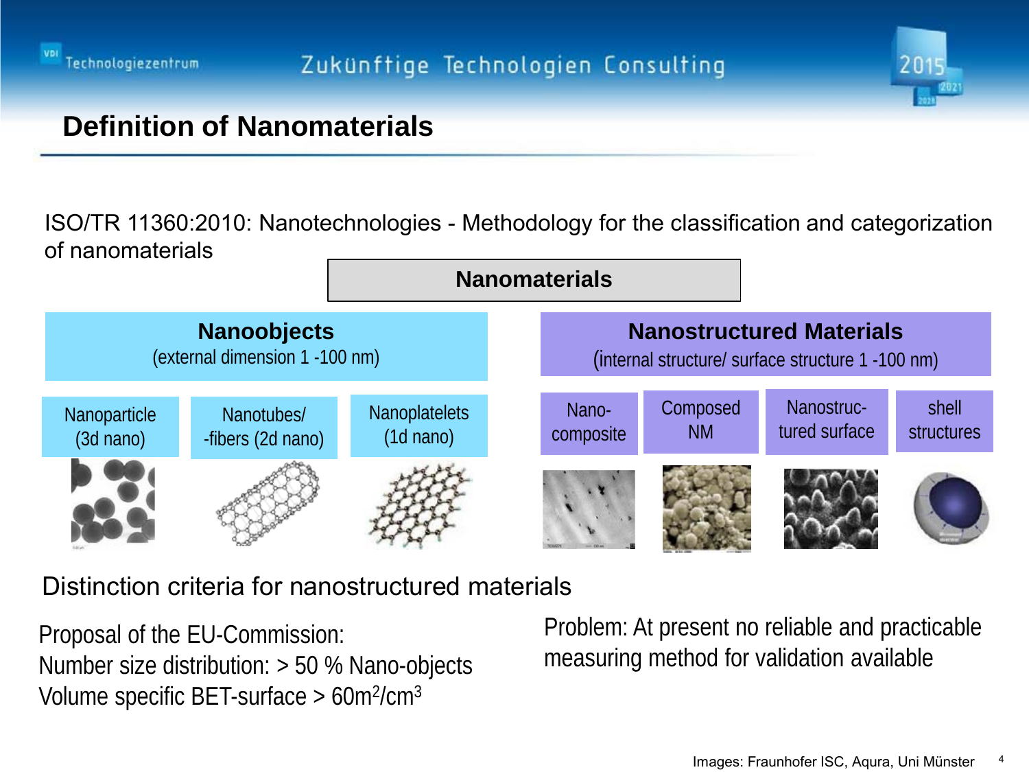# Definition of Nanomaterials

ISO/TR 11360:2010: Nanotechnologies - Methodology for the classification and categorization of nanomaterials

**Nanomaterials**

| **Nanoobjects** (external dimension 1 -100 nm) | | | **Nanostructured Materials** (internal structure/ surface structure 1 -100 nm) | | | |
|---|---|---|---|---|---|---|
| Nanoparticle (3d nano) | Nanotubes/ -fibers (2d nano) | Nanoplatelets (1d nano) | Nano-composite | Composed NM | Nanostruc-tured surface | shell structures |

## Distinction criteria for nanostructured materials

Proposal of the EU-Commission:
Number size distribution: > 50 % Nano-objects
Volume specific BET-surface > $60 m^2/cm^3$

Problem: At present no reliable and practicable measuring method for validation available

Images: Fraunhofer ISC, Aqura, Uni Münster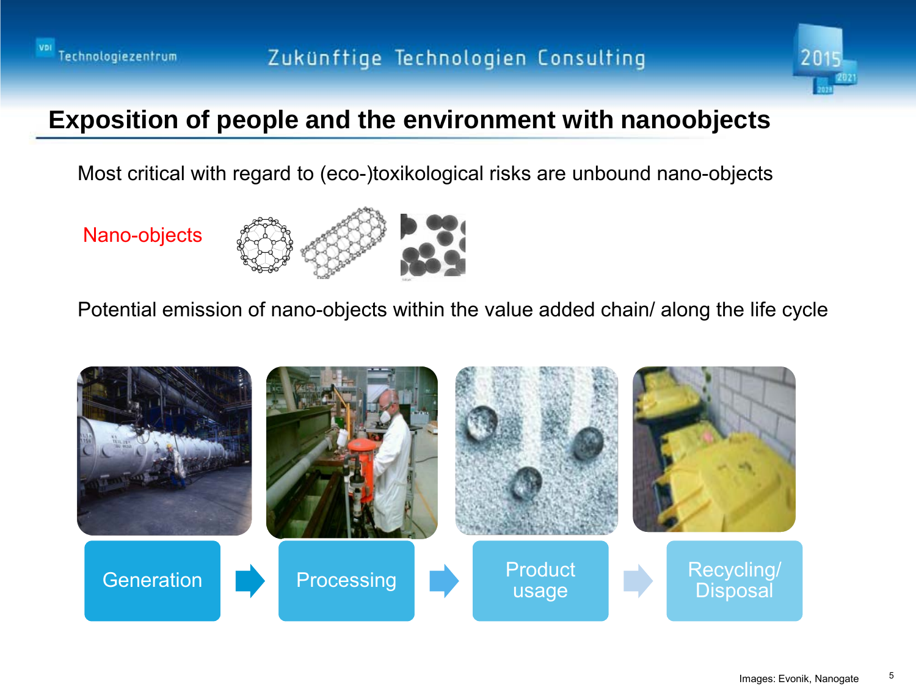# Exposition of people and the environment with nanoobjects

Most critical with regard to (eco-)toxikological risks are unbound nano-objects

Nano-objects

Potential emission of nano-objects within the value added chain/ along the life cycle

Generation → Processing → Product usage → Recycling/ Disposal

Images: Evonik, Nanogate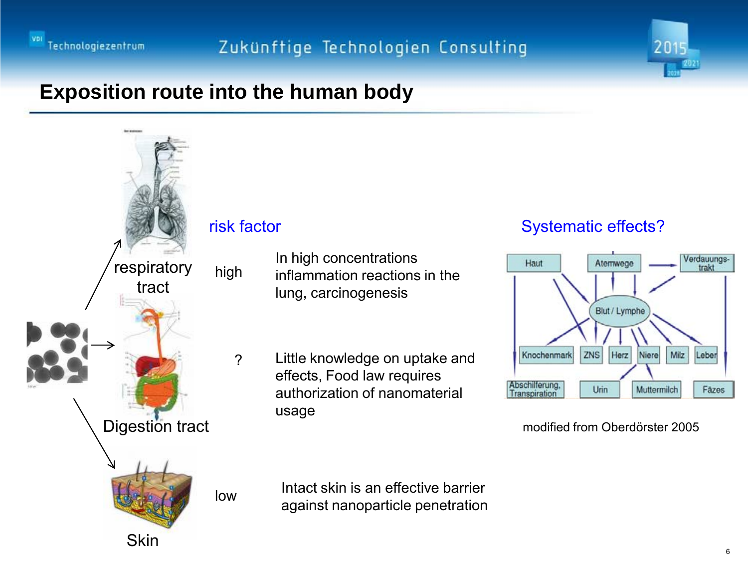# Exposition route into the human body

| Route | risk factor | |
|---|---|---|
| respiratory tract | high | In high concentrations inflammation reactions in the lung, carcinogenesis |
| Digestion tract | ? | Little knowledge on uptake and effects, Food law requires authorization of nanomaterial usage |
| Skin | low | Intact skin is an effective barrier against nanoparticle penetration |

## Systematic effects?

Haut, Atemwege, Verdauungstrakt, Blut / Lymphe, Knochenmark, ZNS, Herz, Niere, Milz, Leber, Abschilferung, Transpiration, Urin, Muttermilch, Fäzes

modified from Oberdörster 2005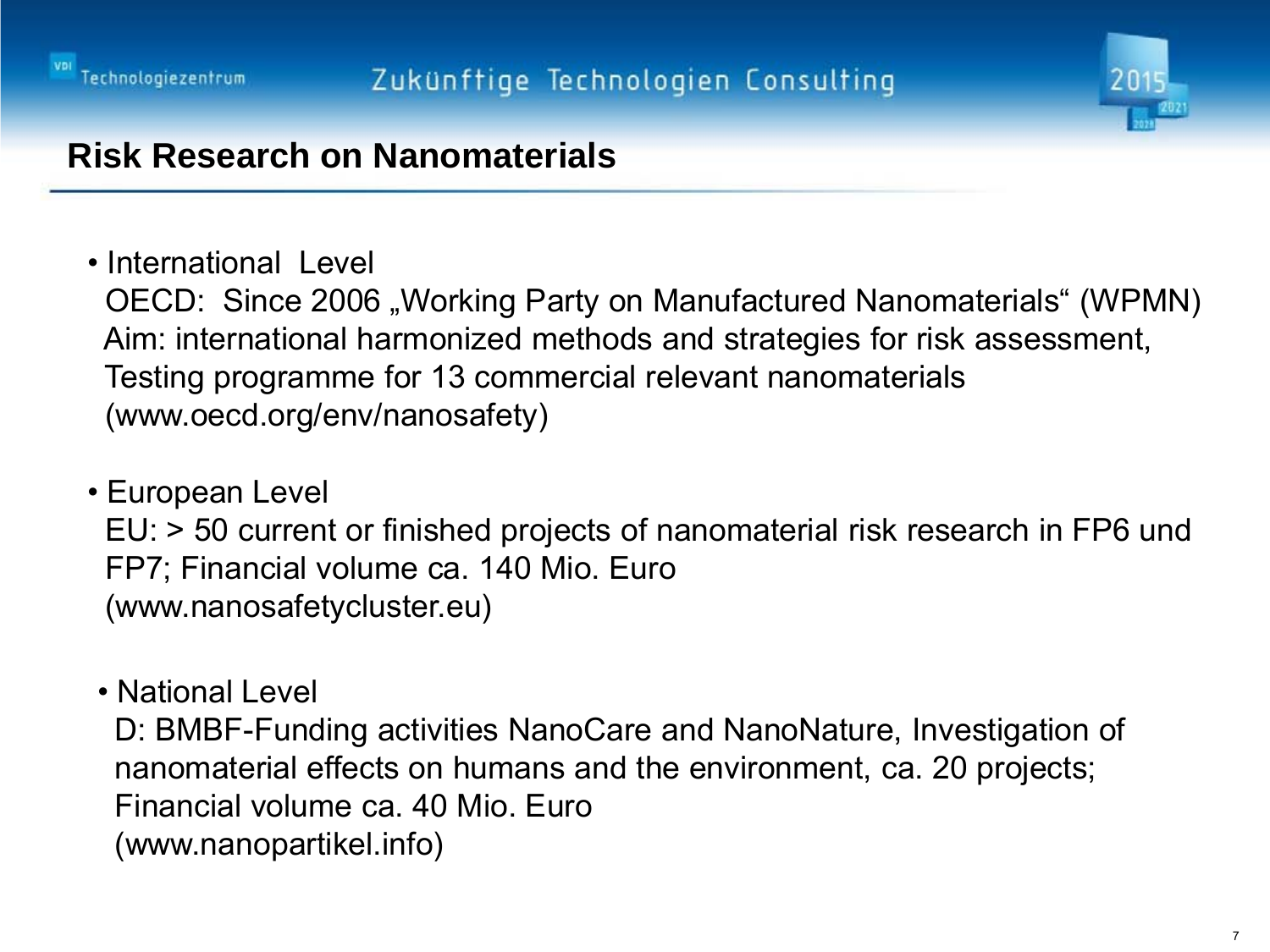# Risk Research on Nanomaterials

- International Level
  OECD: Since 2006 „Working Party on Manufactured Nanomaterials“ (WPMN)
  Aim: international harmonized methods and strategies for risk assessment,
  Testing programme for 13 commercial relevant nanomaterials
  (www.oecd.org/env/nanosafety)

- European Level
  EU: > 50 current or finished projects of nanomaterial risk research in FP6 und FP7; Financial volume ca. 140 Mio. Euro
  (www.nanosafetycluster.eu)

- National Level
  D: BMBF-Funding activities NanoCare and NanoNature, Investigation of nanomaterial effects on humans and the environment, ca. 20 projects; Financial volume ca. 40 Mio. Euro
  (www.nanopartikel.info)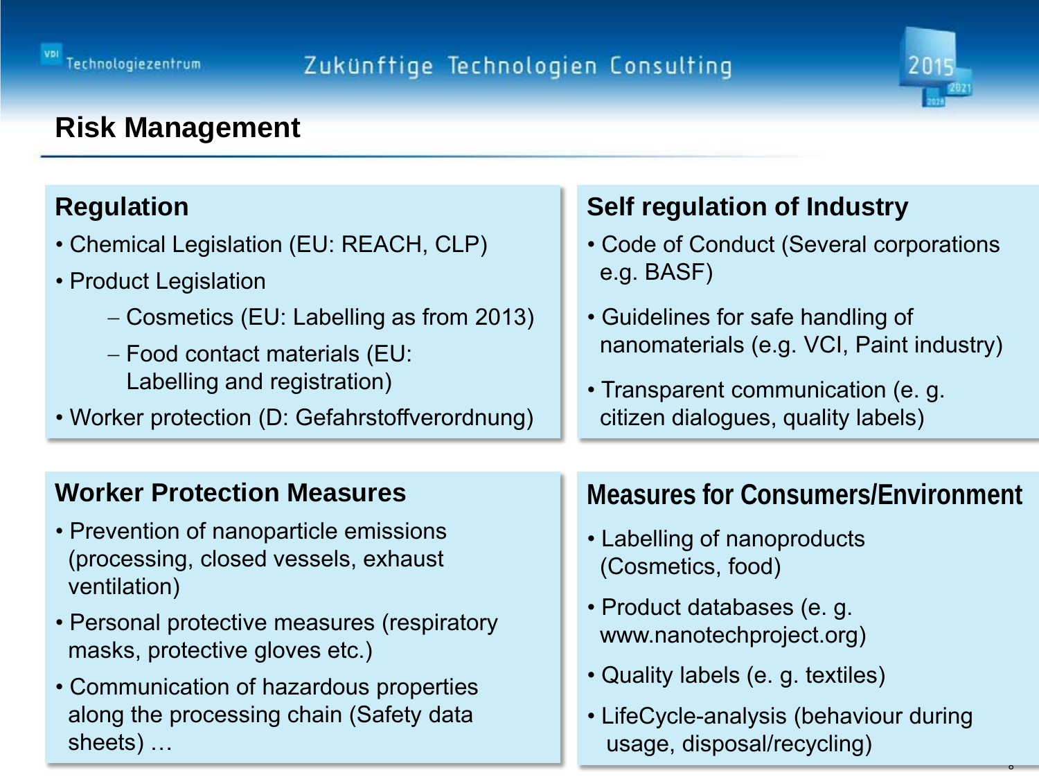# Risk Management

## Regulation

- Chemical Legislation (EU: REACH, CLP)
- Product Legislation
  - Cosmetics (EU: Labelling as from 2013)
  - Food contact materials (EU: Labelling and registration)
- Worker protection (D: Gefahrstoffverordnung)

## Self regulation of Industry

- Code of Conduct (Several corporations e.g. BASF)
- Guidelines for safe handling of nanomaterials (e.g. VCI, Paint industry)
- Transparent communication (e. g. citizen dialogues, quality labels)

## Worker Protection Measures

- Prevention of nanoparticle emissions (processing, closed vessels, exhaust ventilation)
- Personal protective measures (respiratory masks, protective gloves etc.)
- Communication of hazardous properties along the processing chain (Safety data sheets) …

## Measures for Consumers/Environment

- Labelling of nanoproducts (Cosmetics, food)
- Product databases (e. g. www.nanotechproject.org)
- Quality labels (e. g. textiles)
- LifeCycle-analysis (behaviour during usage, disposal/recycling)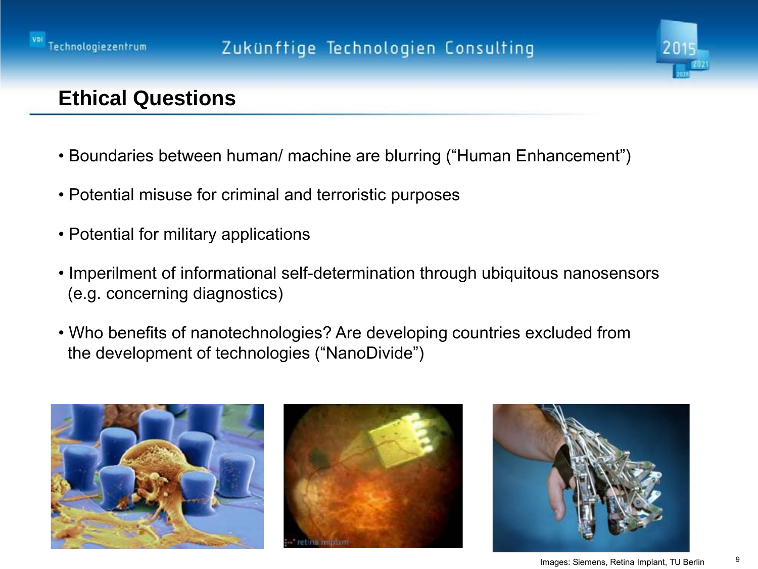## Ethical Questions

- Boundaries between human/ machine are blurring (“Human Enhancement”)
- Potential misuse for criminal and terroristic purposes
- Potential for military applications
- Imperilment of informational self-determination through ubiquitous nanosensors (e.g. concerning diagnostics)
- Who benefits of nanotechnologies? Are developing countries excluded from the development of technologies (“NanoDivide”)

Images: Siemens, Retina Implant, TU Berlin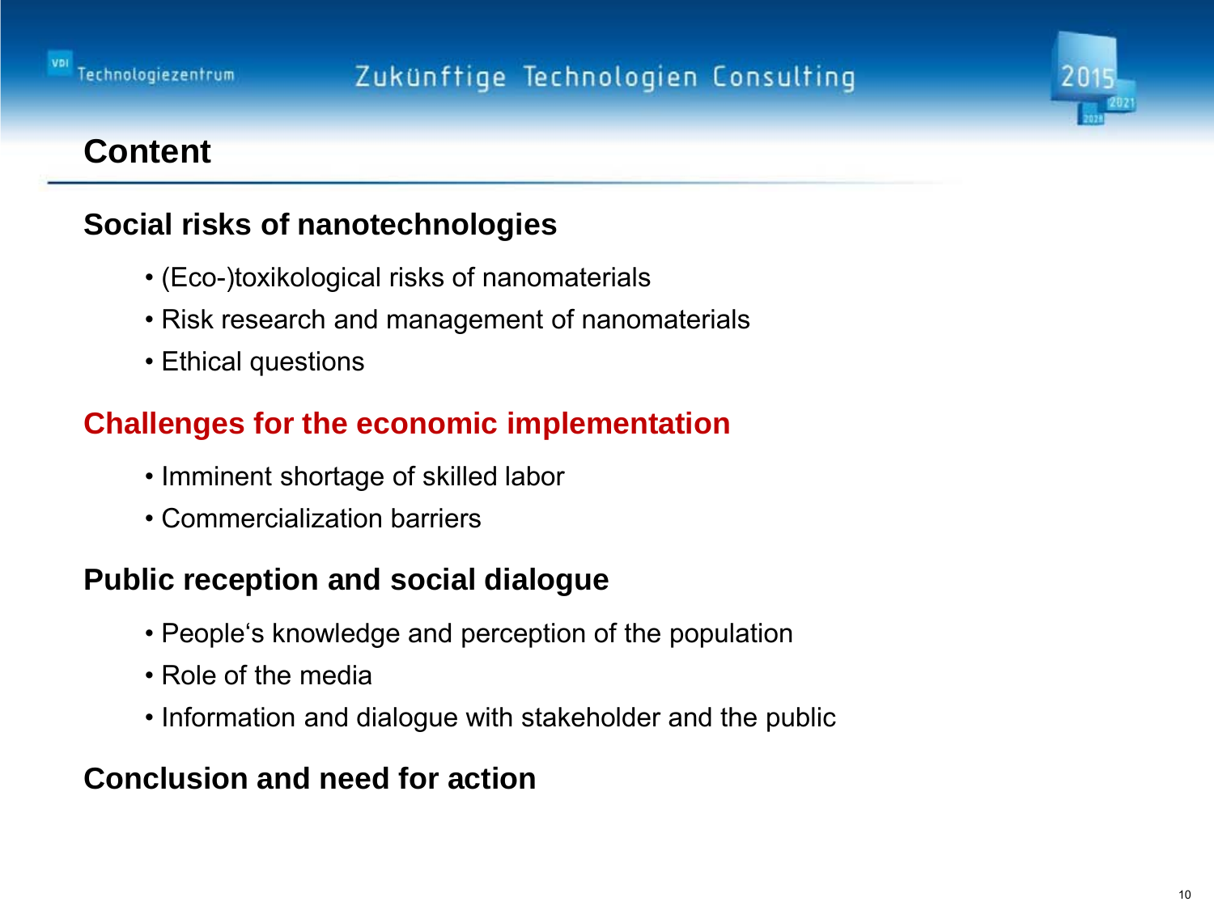# Content

## Social risks of nanotechnologies

- (Eco-)toxikological risks of nanomaterials
- Risk research and management of nanomaterials
- Ethical questions

## Challenges for the economic implementation

- Imminent shortage of skilled labor
- Commercialization barriers

## Public reception and social dialogue

- People‘s knowledge and perception of the population
- Role of the media
- Information and dialogue with stakeholder and the public

## Conclusion and need for action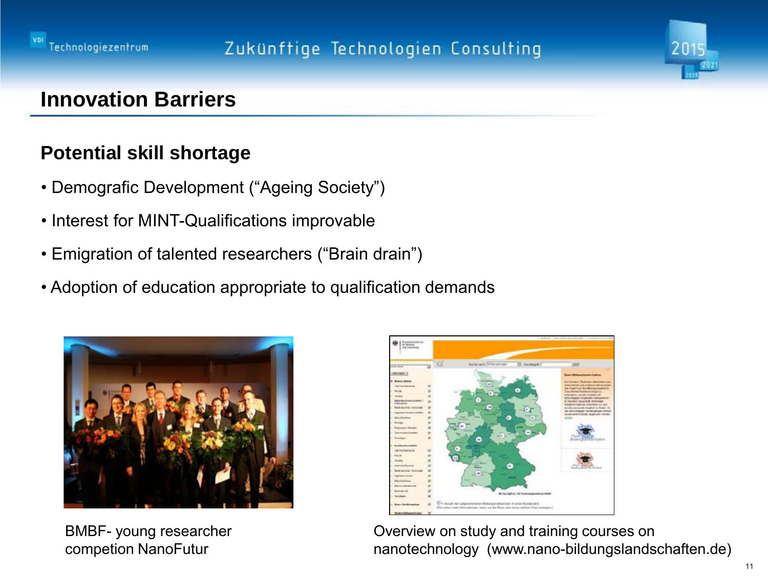# Innovation Barriers

## Potential skill shortage

- Demografic Development ("Ageing Society")
- Interest for MINT-Qualifications improvable
- Emigration of talented researchers ("Brain drain")
- Adoption of education appropriate to qualification demands

BMBF- young researcher competion NanoFutur

Overview on study and training courses on nanotechnology (www.nano-bildungslandschaften.de)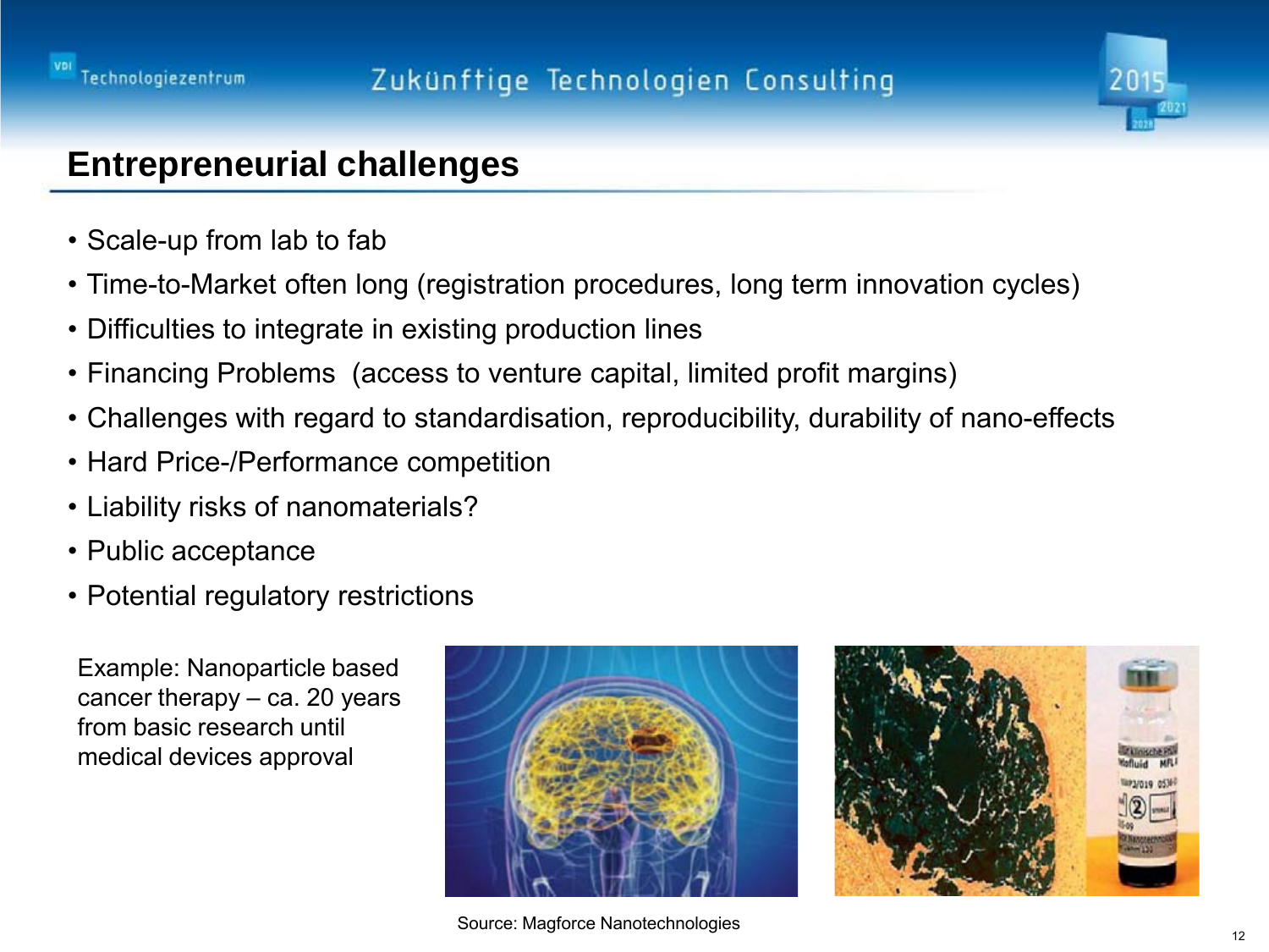## Entrepreneurial challenges

- Scale-up from lab to fab
- Time-to-Market often long (registration procedures, long term innovation cycles)
- Difficulties to integrate in existing production lines
- Financing Problems (access to venture capital, limited profit margins)
- Challenges with regard to standardisation, reproducibility, durability of nano-effects
- Hard Price-/Performance competition
- Liability risks of nanomaterials?
- Public acceptance
- Potential regulatory restrictions

Example: Nanoparticle based cancer therapy – ca. 20 years from basic research until medical devices approval

Source: Magforce Nanotechnologies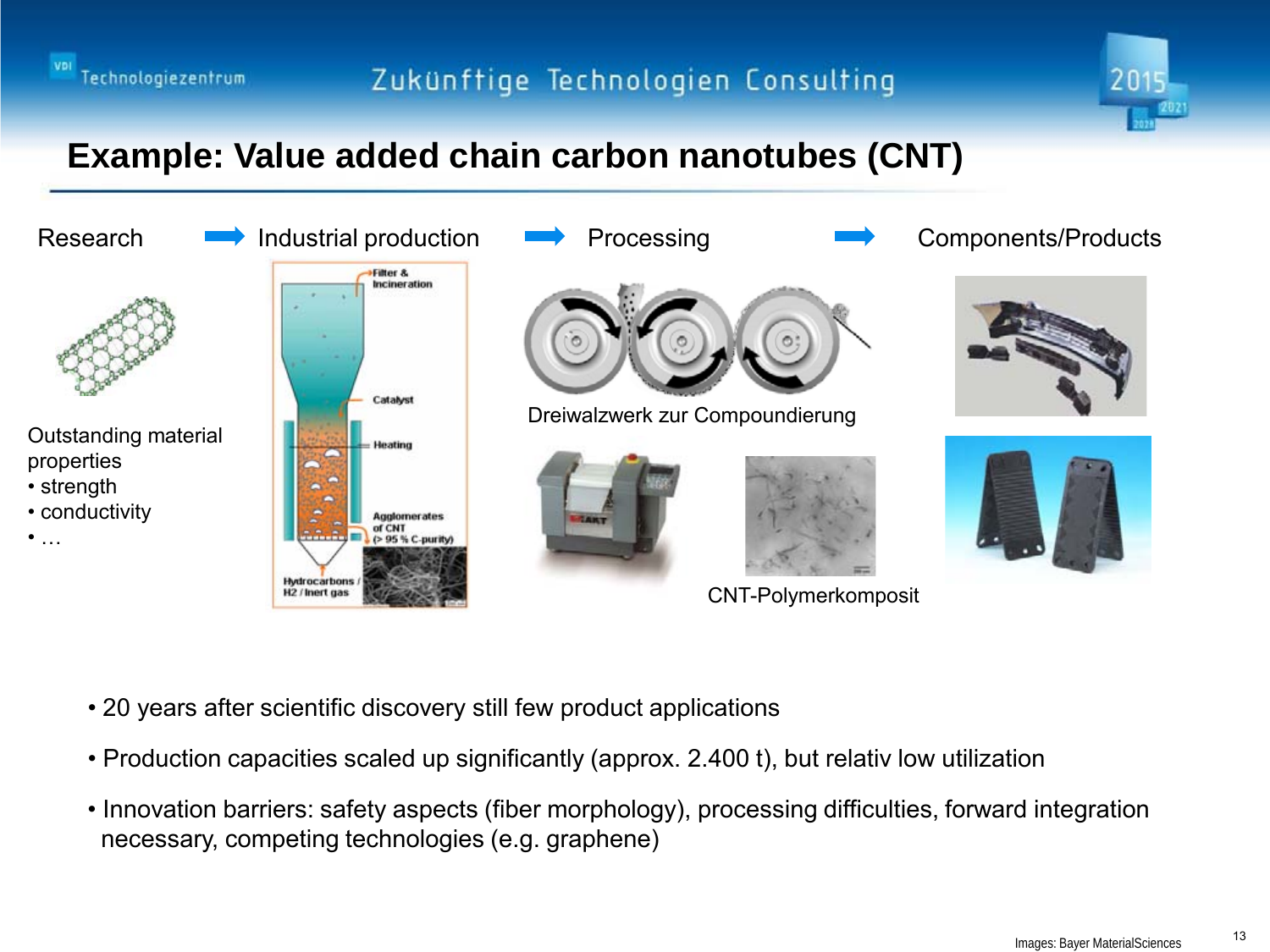# Example: Value added chain carbon nanotubes (CNT)

Research → Industrial production → Processing → Components/Products

Outstanding material properties
- strength
- conductivity
- …

Filter & Incineration

Catalyst

Heating

Agglomerates of CNT (> 95 % C-purity)

Hydrocarbons / H2 / Inert gas

Dreiwalzwerk zur Compoundierung

CNT-Polymerkomposit

- 20 years after scientific discovery still few product applications
- Production capacities scaled up significantly (approx. 2.400 t), but relativ low utilization
- Innovation barriers: safety aspects (fiber morphology), processing difficulties, forward integration necessary, competing technologies (e.g. graphene)

Images: Bayer MaterialSciences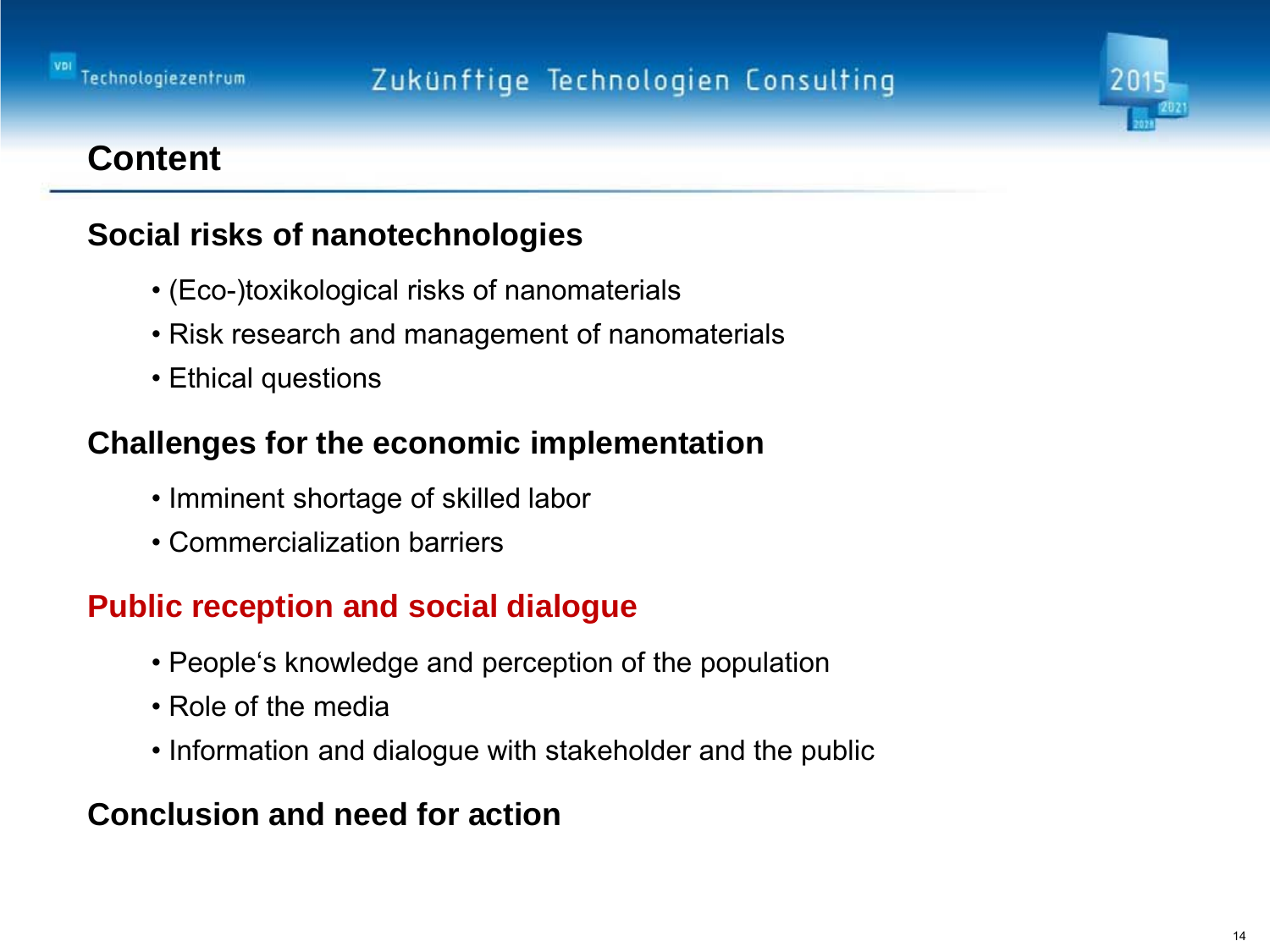# Content

## Social risks of nanotechnologies

- (Eco-)toxikological risks of nanomaterials
- Risk research and management of nanomaterials
- Ethical questions

## Challenges for the economic implementation

- Imminent shortage of skilled labor
- Commercialization barriers

## Public reception and social dialogue

- People‘s knowledge and perception of the population
- Role of the media
- Information and dialogue with stakeholder and the public

## Conclusion and need for action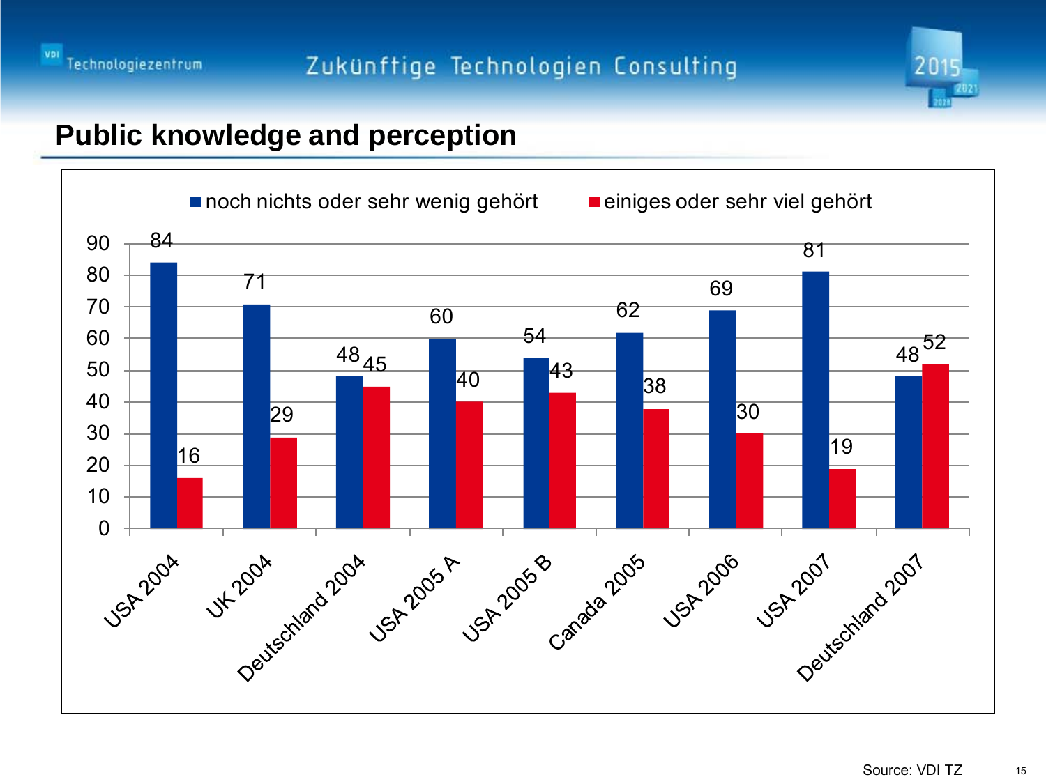## Public knowledge and perception

| | noch nichts oder sehr wenig gehört | einiges oder sehr viel gehört |
|---|---|---|
| USA 2004 | 84 | 16 |
| UK 2004 | 71 | 29 |
| Deutschland 2004 | 48 | 45 |
| USA 2005 A | 60 | 40 |
| USA 2005 B | 54 | 43 |
| Canada 2005 | 62 | 38 |
| USA 2006 | 69 | 30 |
| USA 2007 | 81 | 19 |
| Deutschland 2007 | 48 | 52 |

Source: VDI TZ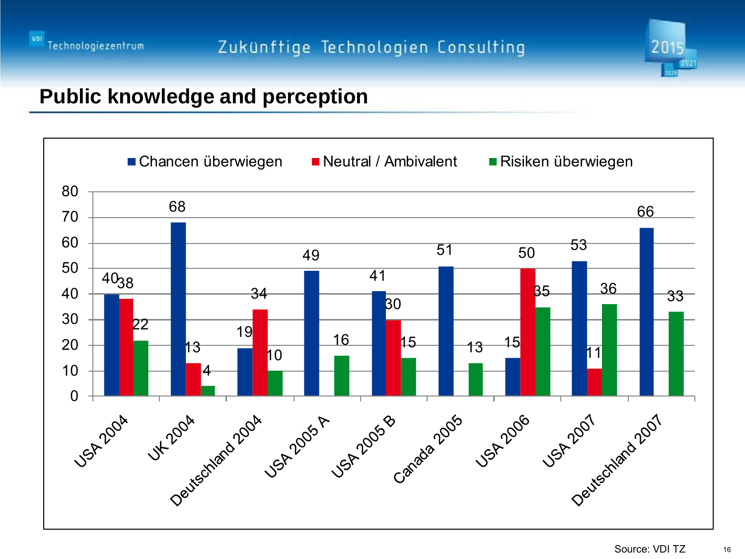# Public knowledge and perception

| | Chancen überwiegen | Neutral / Ambivalent | Risiken überwiegen |
|---|---|---|---|
| USA 2004 | 40 | 38 | 22 |
| UK 2004 | 68 | 13 | 4 |
| Deutschland 2004 | 19 | 34 | 10 |
| USA 2005 A | 49 | | 16 |
| USA 2005 B | 41 | 30 | 15 |
| Canada 2005 | 51 | | 13 |
| USA 2006 | 15 | 50 | 35 |
| USA 2007 | 53 | 11 | 36 |
| Deutschland 2007 | 66 | | 33 |

Source: VDI TZ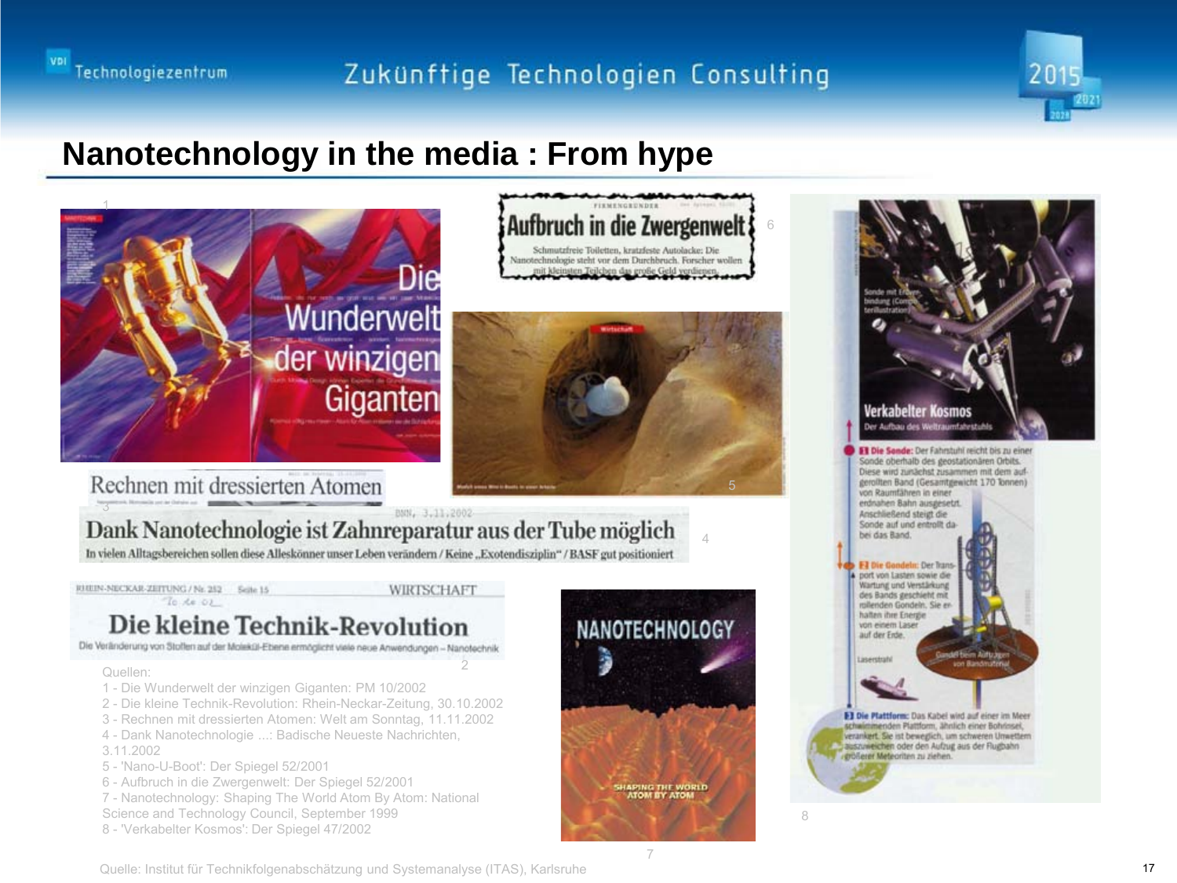# Nanotechnology in the media : From hype

Quellen:

1 - Die Wunderwelt der winzigen Giganten: PM 10/2002
2 - Die kleine Technik-Revolution: Rhein-Neckar-Zeitung, 30.10.2002
3 - Rechnen mit dressierten Atomen: Welt am Sonntag, 11.11.2002
4 - Dank Nanotechnologie ...: Badische Neueste Nachrichten, 3.11.2002
5 - 'Nano-U-Boot': Der Spiegel 52/2001
6 - Aufbruch in die Zwergenwelt: Der Spiegel 52/2001
7 - Nanotechnology: Shaping The World Atom By Atom: National Science and Technology Council, September 1999
8 - 'Verkabelter Kosmos': Der Spiegel 47/2002

Quelle: Institut für Technikfolgenabschätzung und Systemanalyse (ITAS), Karlsruhe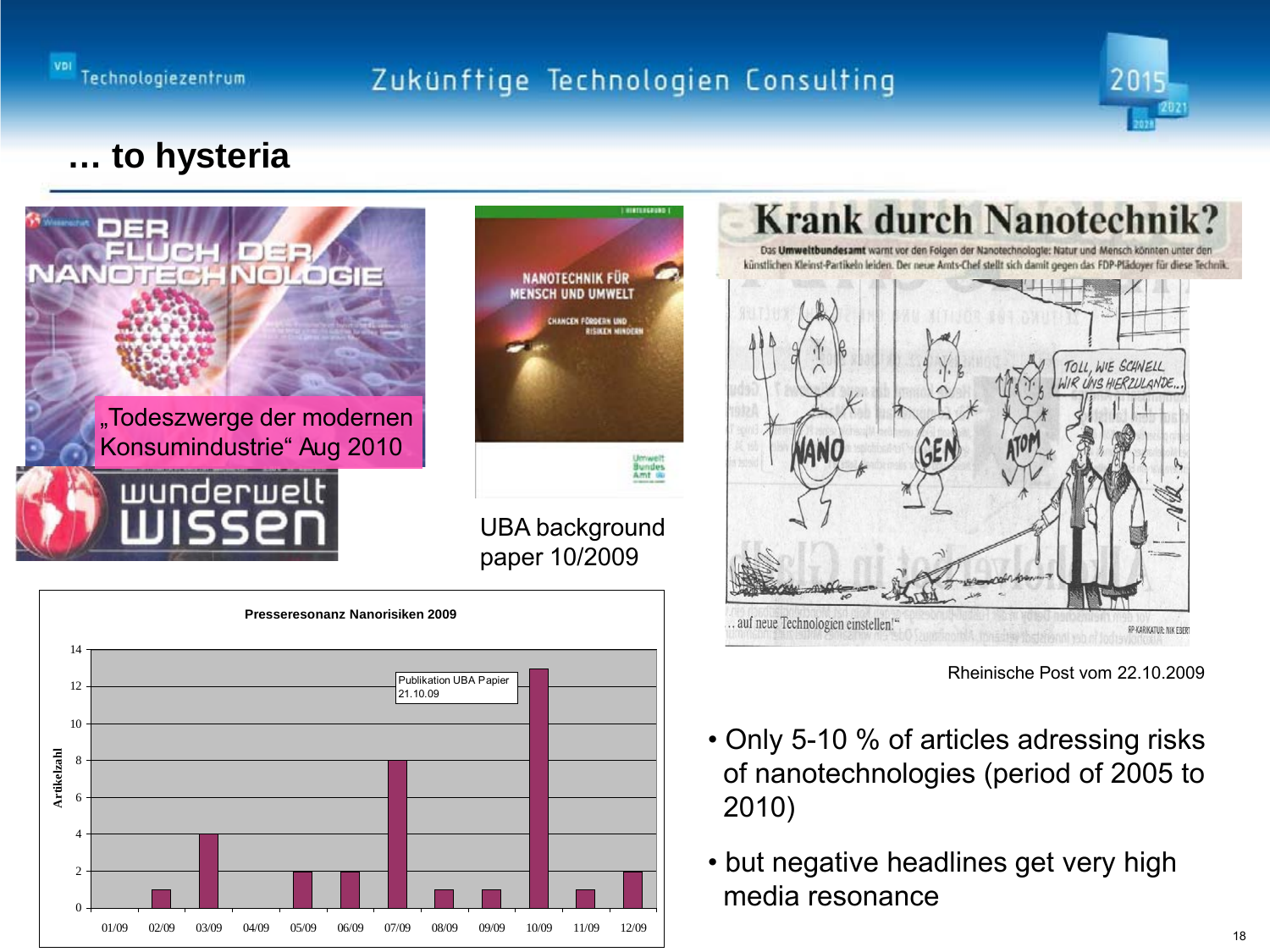# … to hysteria

„Todeszwerge der modernen Konsumindustrie“ Aug 2010

UBA background paper 10/2009

**Krank durch Nanotechnik?**

Das **Umweltbundesamt** warnt vor den Folgen der Nanotechnologie: Natur und Mensch könnten unter den künstlichen Kleinst-Partikeln leiden. Der neue Amts-Chef stellt sich damit gegen das FDP-Plädoyer für diese Technik.

Rheinische Post vom 22.10.2009

**Presseresonanz Nanorisiken 2009**

| Monat | Artikelzahl |
|---|---|
| 01/09 | 0 |
| 02/09 | 1 |
| 03/09 | 4 |
| 04/09 | 0 |
| 05/09 | 2 |
| 06/09 | 2 |
| 07/09 | 8 |
| 08/09 | 1 |
| 09/09 | 1 |
| 10/09 | 13 |
| 11/09 | 1 |
| 12/09 | 2 |

Publikation UBA Papier 21.10.09

- Only 5-10 % of articles adressing risks of nanotechnologies (period of 2005 to 2010)
- but negative headlines get very high media resonance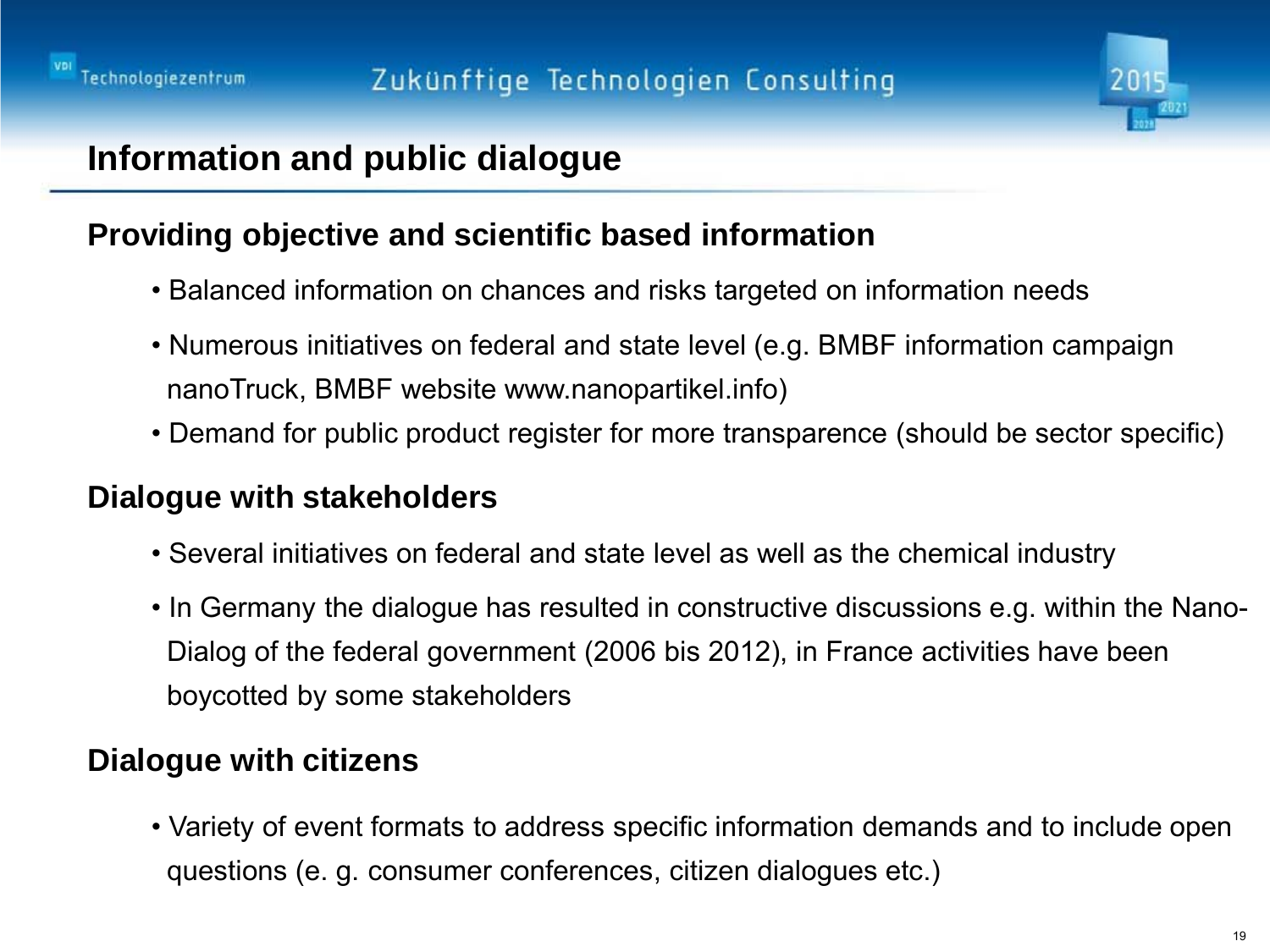# Information and public dialogue

## Providing objective and scientific based information

- Balanced information on chances and risks targeted on information needs
- Numerous initiatives on federal and state level (e.g. BMBF information campaign nanoTruck, BMBF website www.nanopartikel.info)
- Demand for public product register for more transparence (should be sector specific)

## Dialogue with stakeholders

- Several initiatives on federal and state level as well as the chemical industry
- In Germany the dialogue has resulted in constructive discussions e.g. within the Nano-Dialog of the federal government (2006 bis 2012), in France activities have been boycotted by some stakeholders

## Dialogue with citizens

- Variety of event formats to address specific information demands and to include open questions (e. g. consumer conferences, citizen dialogues etc.)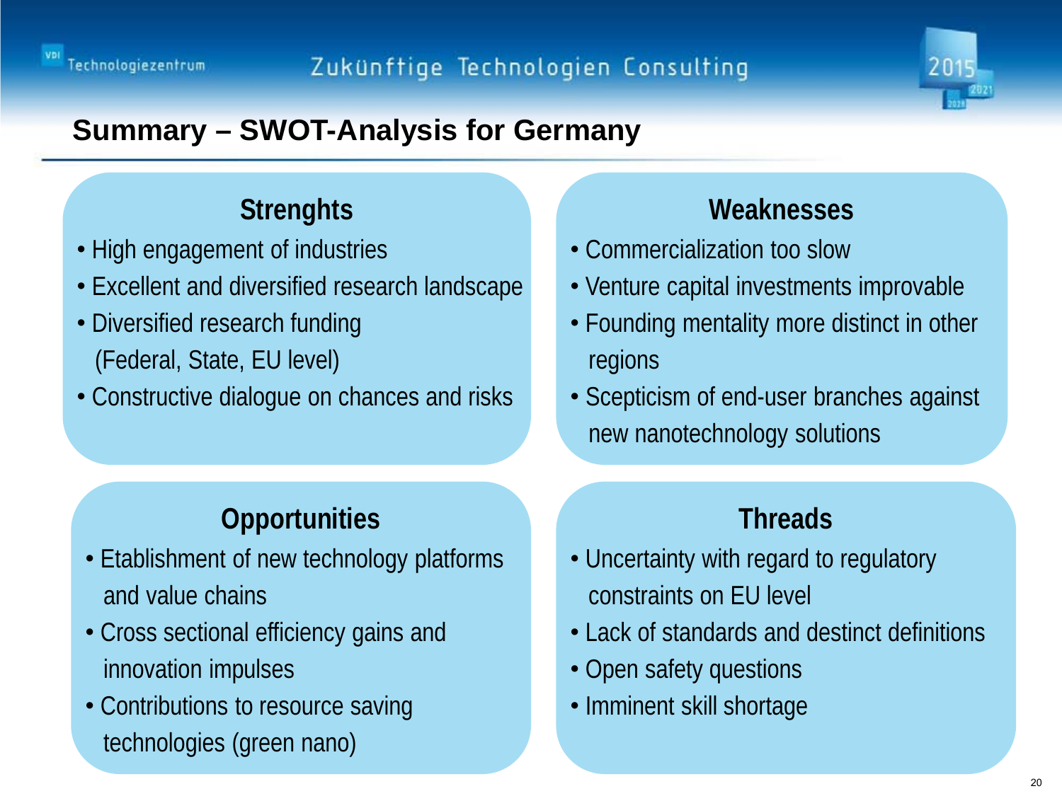# Summary – SWOT-Analysis for Germany

## Strenghts

- High engagement of industries
- Excellent and diversified research landscape
- Diversified research funding (Federal, State, EU level)
- Constructive dialogue on chances and risks

## Weaknesses

- Commercialization too slow
- Venture capital investments improvable
- Founding mentality more distinct in other regions
- Scepticism of end-user branches against new nanotechnology solutions

## Opportunities

- Etablishment of new technology platforms and value chains
- Cross sectional efficiency gains and innovation impulses
- Contributions to resource saving technologies (green nano)

## Threads

- Uncertainty with regard to regulatory constraints on EU level
- Lack of standards and destinct definitions
- Open safety questions
- Imminent skill shortage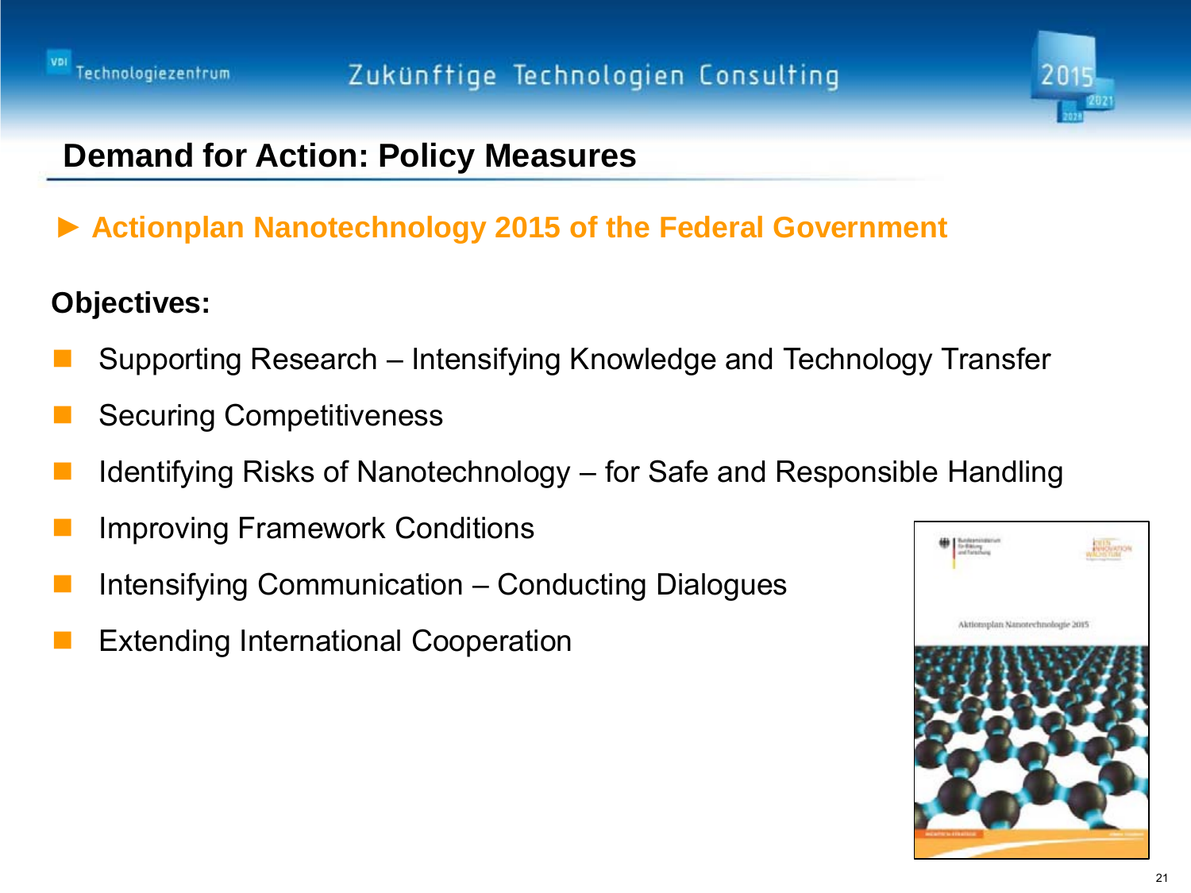## Demand for Action: Policy Measures

► **Actionplan Nanotechnology 2015 of the Federal Government**

**Objectives:**

- Supporting Research – Intensifying Knowledge and Technology Transfer
- Securing Competitiveness
- Identifying Risks of Nanotechnology – for Safe and Responsible Handling
- Improving Framework Conditions
- Intensifying Communication – Conducting Dialogues
- Extending International Cooperation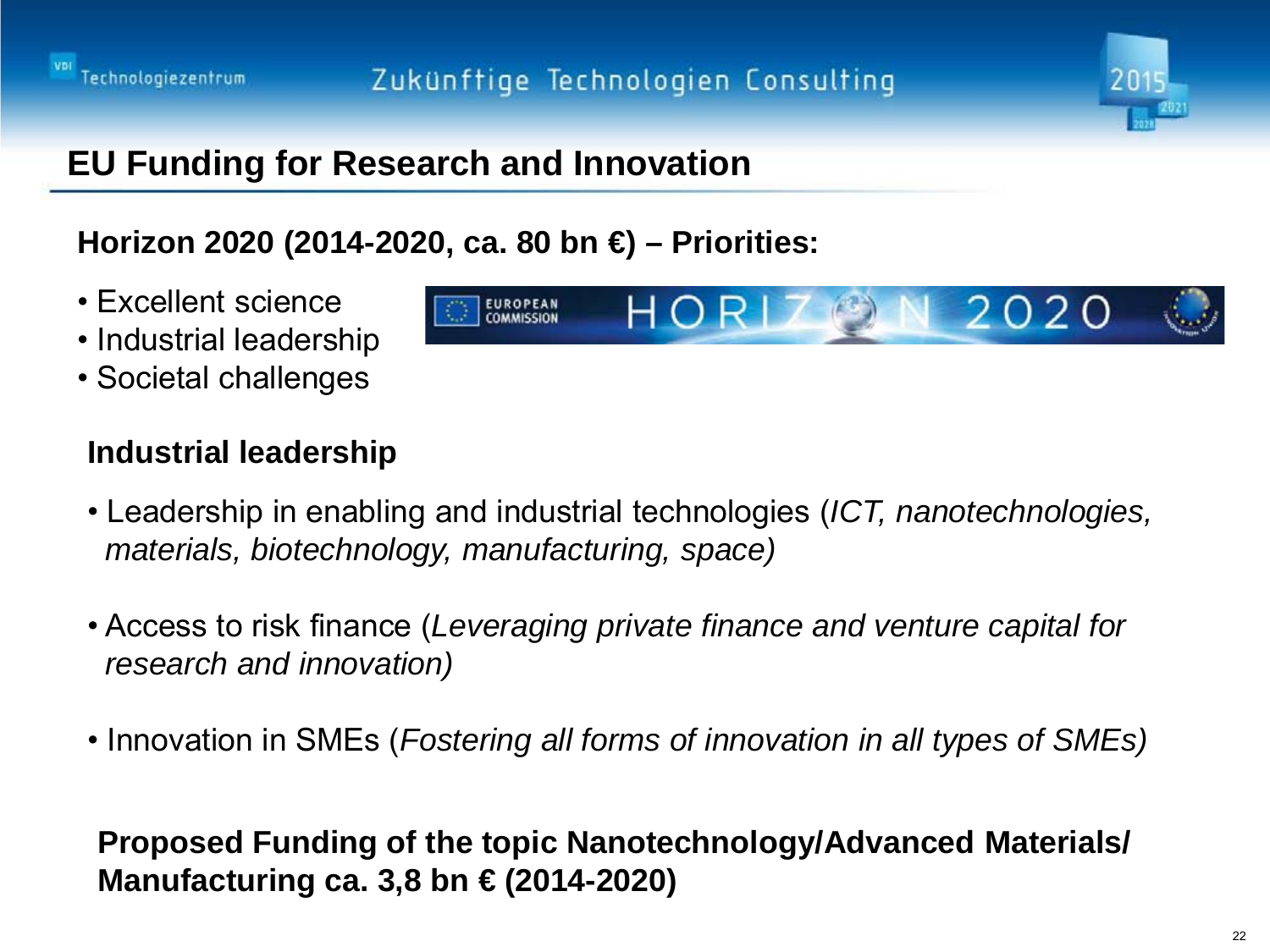## EU Funding for Research and Innovation

**Horizon 2020 (2014-2020, ca. 80 bn €) – Priorities:**

- Excellent science
- Industrial leadership
- Societal challenges

### Industrial leadership

- Leadership in enabling and industrial technologies (*ICT, nanotechnologies, materials, biotechnology, manufacturing, space)*
- Access to risk finance (*Leveraging private finance and venture capital for research and innovation)*
- Innovation in SMEs (*Fostering all forms of innovation in all types of SMEs)*

**Proposed Funding of the topic Nanotechnology/Advanced Materials/ Manufacturing ca. 3,8 bn € (2014-2020)**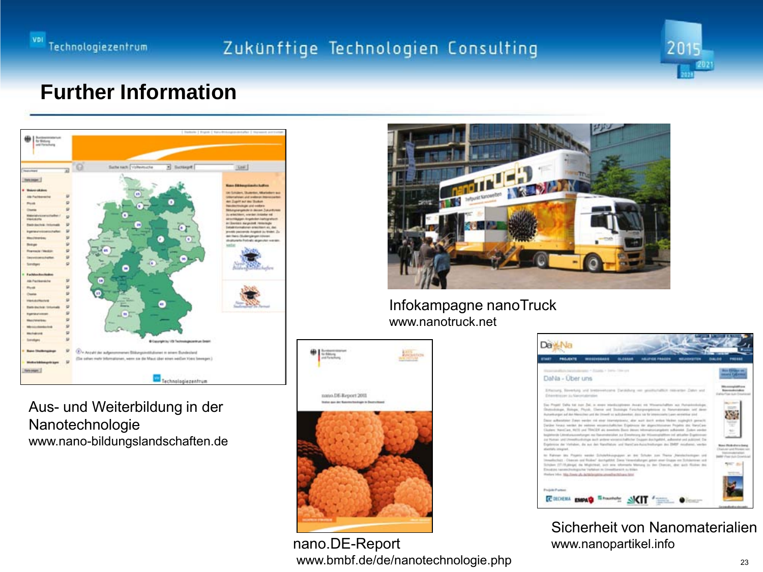# Further Information

Aus- und Weiterbildung in der Nanotechnologie
www.nano-bildungslandschaften.de

Infokampagne nanoTruck
www.nanotruck.net

nano.DE-Report
www.bmbf.de/de/nanotechnologie.php

Sicherheit von Nanomaterialien
www.nanopartikel.info